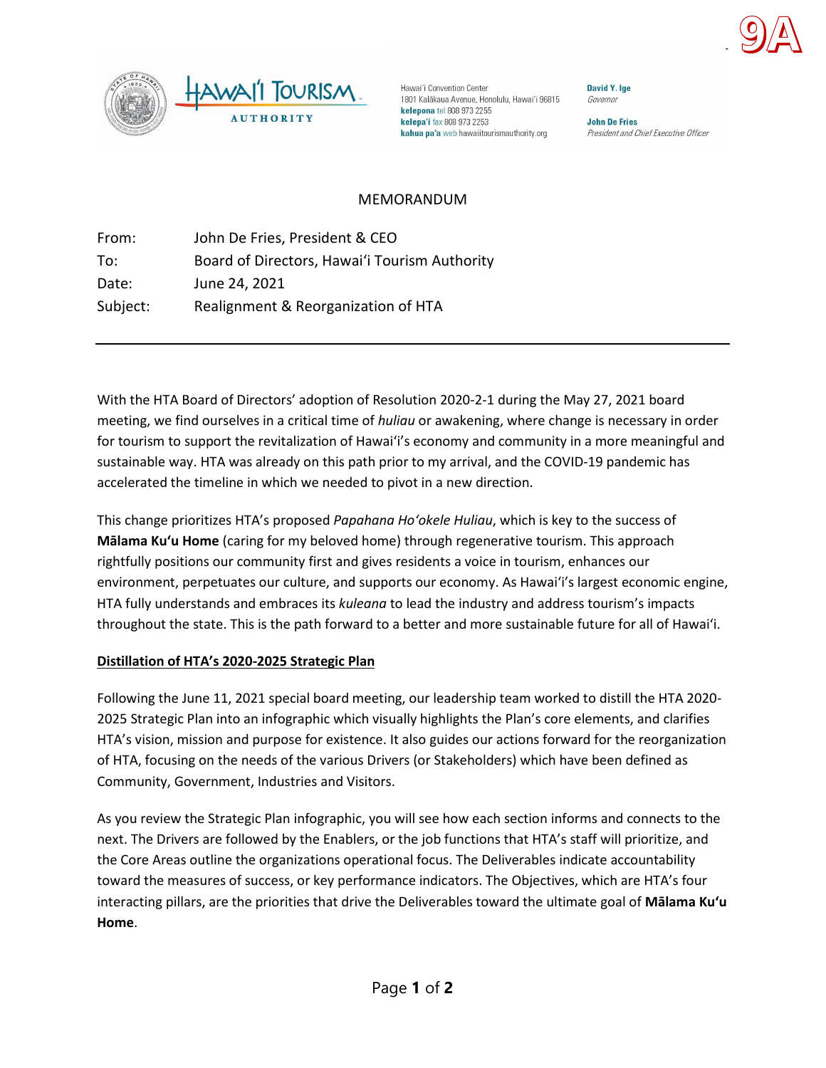9A

Hawaiʻi Convention Center
1801 Kalākaua Avenue, Honolulu, Hawaiʻi 96815
**kelepona** tel 808 973 2255
**kelepaʻi** fax 808 973 2253
**kahua paʻa** web hawaiitourismauthority.org

**David Y. Ige**
*Governor*

**John De Fries**
*President and Chief Executive Officer*

# MEMORANDUM

| | |
|---|---|
| From: | John De Fries, President & CEO |
| To: | Board of Directors, Hawaiʻi Tourism Authority |
| Date: | June 24, 2021 |
| Subject: | Realignment & Reorganization of HTA |

---

With the HTA Board of Directors' adoption of Resolution 2020-2-1 during the May 27, 2021 board meeting, we find ourselves in a critical time of *huliau* or awakening, where change is necessary in order for tourism to support the revitalization of Hawaiʻi's economy and community in a more meaningful and sustainable way. HTA was already on this path prior to my arrival, and the COVID-19 pandemic has accelerated the timeline in which we needed to pivot in a new direction.

This change prioritizes HTA's proposed *Papahana Hoʻokele Huliau*, which is key to the success of **Mālama Kuʻu Home** (caring for my beloved home) through regenerative tourism. This approach rightfully positions our community first and gives residents a voice in tourism, enhances our environment, perpetuates our culture, and supports our economy. As Hawaiʻi's largest economic engine, HTA fully understands and embraces its *kuleana* to lead the industry and address tourism's impacts throughout the state. This is the path forward to a better and more sustainable future for all of Hawaiʻi.

## Distillation of HTA's 2020-2025 Strategic Plan

Following the June 11, 2021 special board meeting, our leadership team worked to distill the HTA 2020-2025 Strategic Plan into an infographic which visually highlights the Plan's core elements, and clarifies HTA's vision, mission and purpose for existence. It also guides our actions forward for the reorganization of HTA, focusing on the needs of the various Drivers (or Stakeholders) which have been defined as Community, Government, Industries and Visitors.

As you review the Strategic Plan infographic, you will see how each section informs and connects to the next. The Drivers are followed by the Enablers, or the job functions that HTA's staff will prioritize, and the Core Areas outline the organizations operational focus. The Deliverables indicate accountability toward the measures of success, or key performance indicators. The Objectives, which are HTA's four interacting pillars, are the priorities that drive the Deliverables toward the ultimate goal of **Mālama Kuʻu Home**.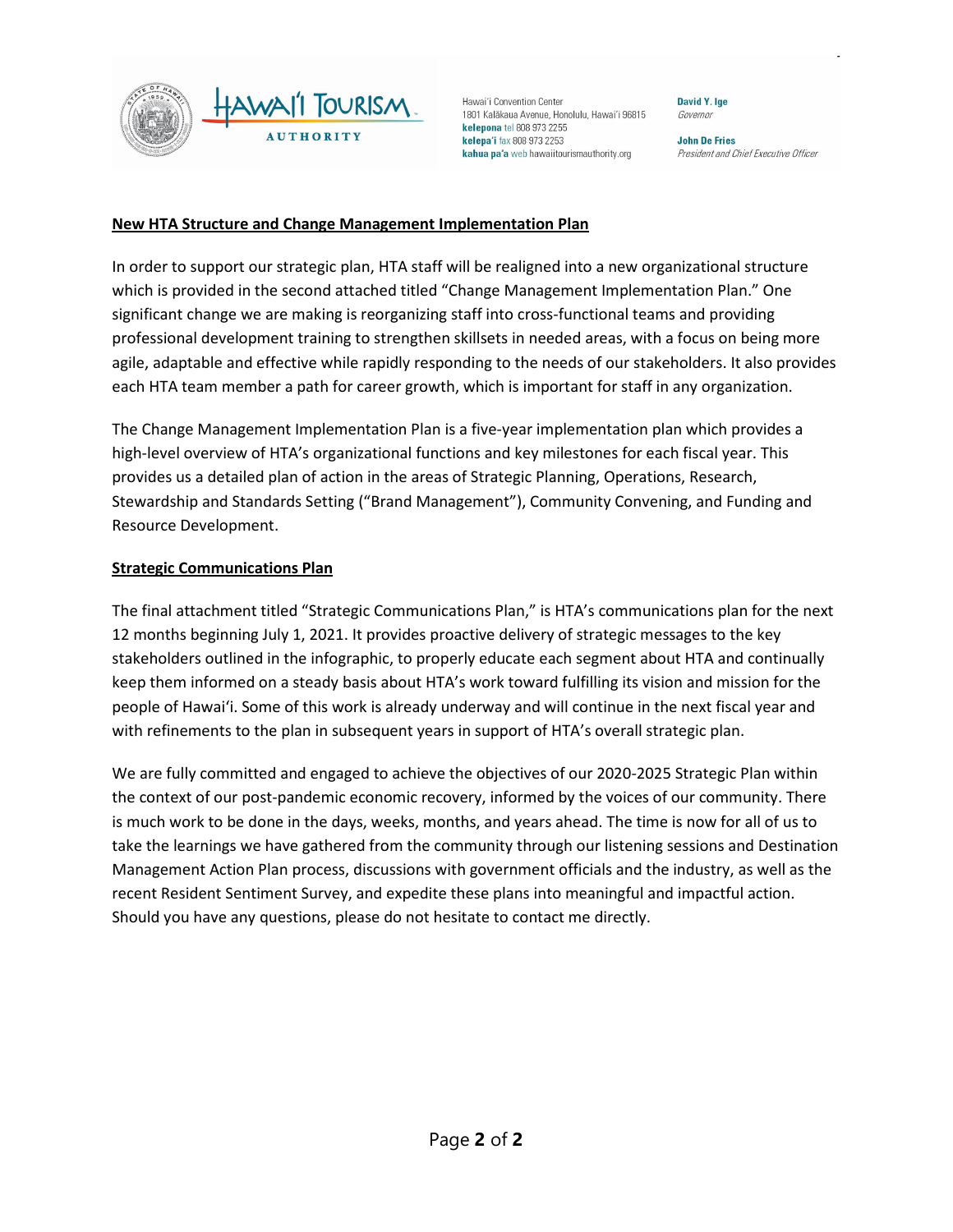**New HTA Structure and Change Management Implementation Plan**

In order to support our strategic plan, HTA staff will be realigned into a new organizational structure which is provided in the second attached titled "Change Management Implementation Plan." One significant change we are making is reorganizing staff into cross-functional teams and providing professional development training to strengthen skillsets in needed areas, with a focus on being more agile, adaptable and effective while rapidly responding to the needs of our stakeholders. It also provides each HTA team member a path for career growth, which is important for staff in any organization.

The Change Management Implementation Plan is a five-year implementation plan which provides a high-level overview of HTA's organizational functions and key milestones for each fiscal year. This provides us a detailed plan of action in the areas of Strategic Planning, Operations, Research, Stewardship and Standards Setting ("Brand Management"), Community Convening, and Funding and Resource Development.

**Strategic Communications Plan**

The final attachment titled "Strategic Communications Plan," is HTA's communications plan for the next 12 months beginning July 1, 2021. It provides proactive delivery of strategic messages to the key stakeholders outlined in the infographic, to properly educate each segment about HTA and continually keep them informed on a steady basis about HTA's work toward fulfilling its vision and mission for the people of Hawai'i. Some of this work is already underway and will continue in the next fiscal year and with refinements to the plan in subsequent years in support of HTA's overall strategic plan.

We are fully committed and engaged to achieve the objectives of our 2020-2025 Strategic Plan within the context of our post-pandemic economic recovery, informed by the voices of our community. There is much work to be done in the days, weeks, months, and years ahead. The time is now for all of us to take the learnings we have gathered from the community through our listening sessions and Destination Management Action Plan process, discussions with government officials and the industry, as well as the recent Resident Sentiment Survey, and expedite these plans into meaningful and impactful action. Should you have any questions, please do not hesitate to contact me directly.